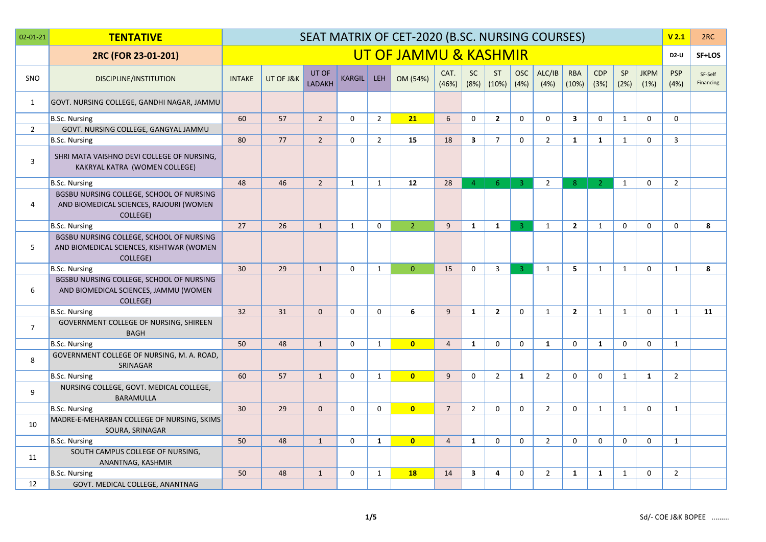| 02-01-21 | TENTATIVE | SEAT MATRIX OF CET-2020 (B.SC. NURSING COURSES) | | | | | | | | | | | | | | | V 2.1 | 2RC |
|---|---|---|---|---|---|---|---|---|---|---|---|---|---|---|---|---|---|---|
| | 2RC (FOR 23-01-201) | UT OF JAMMU & KASHMIR | | | | | | | | | | | | | | | D2-U | SF+LOS |
| SNO | DISCIPLINE/INSTITUTION | INTAKE | UT OF J&K | UT OF LADAKH | KARGIL | LEH | OM (54%) | CAT. (46%) | SC (8%) | ST (10%) | OSC (4%) | ALC/IB (4%) | RBA (10%) | CDP (3%) | SP (2%) | JKPM (1%) | PSP (4%) | SF-Self Financing |
| 1 | GOVT. NURSING COLLEGE, GANDHI NAGAR, JAMMU | | | | | | | | | | | | | | | | | |
| | B.Sc. Nursing | 60 | 57 | 2 | 0 | 2 | **21** | 6 | 0 | **2** | 0 | 0 | **3** | 0 | 1 | 0 | 0 | |
| 2 | GOVT. NURSING COLLEGE, GANGYAL JAMMU | | | | | | | | | | | | | | | | | |
| | B.Sc. Nursing | 80 | 77 | 2 | 0 | 2 | **15** | 18 | **3** | 7 | 0 | 2 | **1** | **1** | 1 | 0 | 3 | |
| 3 | SHRI MATA VAISHNO DEVI COLLEGE OF NURSING, KAKRYAL KATRA (WOMEN COLLEGE) | | | | | | | | | | | | | | | | | |
| | B.Sc. Nursing | 48 | 46 | 2 | 1 | 1 | **12** | 28 | 4 | 6 | 3 | 2 | 8 | 2 | 1 | 0 | 2 | |
| 4 | BGSBU NURSING COLLEGE, SCHOOL OF NURSING AND BIOMEDICAL SCIENCES, RAJOURI (WOMEN COLLEGE) | | | | | | | | | | | | | | | | | |
| | B.Sc. Nursing | 27 | 26 | 1 | 1 | 0 | 2 | 9 | **1** | **1** | 3 | 1 | **2** | 1 | 0 | 0 | 0 | **8** |
| 5 | BGSBU NURSING COLLEGE, SCHOOL OF NURSING AND BIOMEDICAL SCIENCES, KISHTWAR (WOMEN COLLEGE) | | | | | | | | | | | | | | | | | |
| | B.Sc. Nursing | 30 | 29 | 1 | 0 | 1 | 0 | 15 | 0 | 3 | 3 | 1 | **5** | 1 | 1 | 0 | 1 | **8** |
| 6 | BGSBU NURSING COLLEGE, SCHOOL OF NURSING AND BIOMEDICAL SCIENCES, JAMMU (WOMEN COLLEGE) | | | | | | | | | | | | | | | | | |
| | B.Sc. Nursing | 32 | 31 | 0 | 0 | 0 | **6** | 9 | **1** | **2** | 0 | 1 | **2** | 1 | 1 | 0 | 1 | **11** |
| 7 | GOVERNMENT COLLEGE OF NURSING, SHIREEN BAGH | | | | | | | | | | | | | | | | | |
| | B.Sc. Nursing | 50 | 48 | 1 | 0 | 1 | **0** | 4 | **1** | 0 | 0 | **1** | 0 | **1** | 0 | 0 | 1 | |
| 8 | GOVERNMENT COLLEGE OF NURSING, M. A. ROAD, SRINAGAR | | | | | | | | | | | | | | | | | |
| | B.Sc. Nursing | 60 | 57 | 1 | 0 | 1 | **0** | 9 | 0 | 2 | **1** | 2 | 0 | 0 | 1 | **1** | 2 | |
| 9 | NURSING COLLEGE, GOVT. MEDICAL COLLEGE, BARAMULLA | | | | | | | | | | | | | | | | | |
| | B.Sc. Nursing | 30 | 29 | 0 | 0 | 0 | **0** | 7 | 2 | 0 | 0 | 2 | 0 | 1 | 1 | 0 | 1 | |
| 10 | MADRE-E-MEHARBAN COLLEGE OF NURSING, SKIMS SOURA, SRINAGAR | | | | | | | | | | | | | | | | | |
| | B.Sc. Nursing | 50 | 48 | 1 | 0 | **1** | **0** | 4 | **1** | 0 | 0 | 2 | 0 | 0 | 0 | 0 | 1 | |
| 11 | SOUTH CAMPUS COLLEGE OF NURSING, ANANTNAG, KASHMIR | | | | | | | | | | | | | | | | | |
| | B.Sc. Nursing | 50 | 48 | 1 | 0 | 1 | **18** | 14 | **3** | **4** | 0 | 2 | **1** | **1** | 1 | 0 | 2 | |
| 12 | GOVT. MEDICAL COLLEGE, ANANTNAG | | | | | | | | | | | | | | | | | |

Sd/- COE J&K BOPEE ........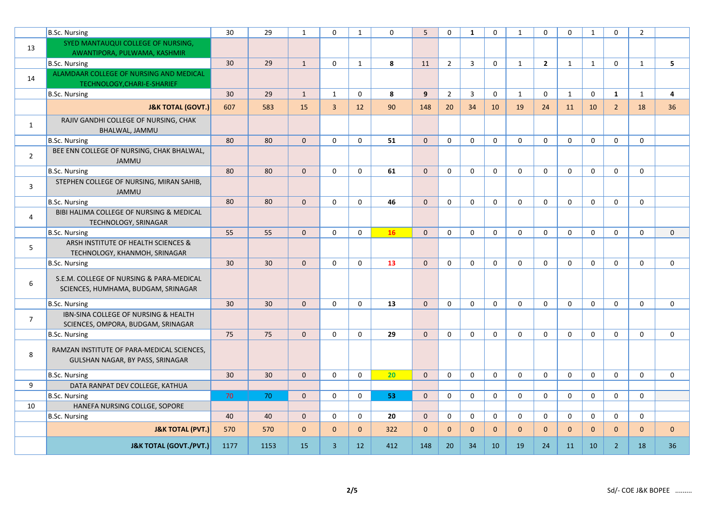| | | | | | | | | | | | | | | | | | |
|---|---|---|---|---|---|---|---|---|---|---|---|---|---|---|---|---|---|
| | B.Sc. Nursing | 30 | 29 | 1 | 0 | 1 | 0 | 5 | 0 | **1** | 0 | 1 | 0 | 0 | 1 | 0 | 2 | |
| 13 | SYED MANTAUQUI COLLEGE OF NURSING, AWANTIPORA, PULWAMA, KASHMIR | | | | | | | | | | | | | | | | | |
| | B.Sc. Nursing | 30 | 29 | 1 | 0 | 1 | **8** | 11 | 2 | 3 | 0 | 1 | **2** | 1 | 1 | 0 | 1 | **5** |
| 14 | ALAMDAAR COLLEGE OF NURSING AND MEDICAL TECHNOLOGY,CHARI-E-SHARIEF | | | | | | | | | | | | | | | | | |
| | B.Sc. Nursing | 30 | 29 | 1 | 1 | 0 | **8** | **9** | 2 | 3 | 0 | 1 | 0 | 1 | 0 | **1** | 1 | **4** |
| | **J&K TOTAL (GOVT.)** | 607 | 583 | 15 | 3 | 12 | 90 | 148 | 20 | 34 | 10 | 19 | 24 | 11 | 10 | 2 | 18 | 36 |
| 1 | RAJIV GANDHI COLLEGE OF NURSING, CHAK BHALWAL, JAMMU | | | | | | | | | | | | | | | | | |
| | B.Sc. Nursing | 80 | 80 | 0 | 0 | 0 | **51** | 0 | 0 | 0 | 0 | 0 | 0 | 0 | 0 | 0 | 0 | |
| 2 | BEE ENN COLLEGE OF NURSING, CHAK BHALWAL, JAMMU | | | | | | | | | | | | | | | | | |
| | B.Sc. Nursing | 80 | 80 | 0 | 0 | 0 | **61** | 0 | 0 | 0 | 0 | 0 | 0 | 0 | 0 | 0 | 0 | |
| 3 | STEPHEN COLLEGE OF NURSING, MIRAN SAHIB, JAMMU | | | | | | | | | | | | | | | | | |
| | B.Sc. Nursing | 80 | 80 | 0 | 0 | 0 | **46** | 0 | 0 | 0 | 0 | 0 | 0 | 0 | 0 | 0 | 0 | |
| 4 | BIBI HALIMA COLLEGE OF NURSING & MEDICAL TECHNOLOGY, SRINAGAR | | | | | | | | | | | | | | | | | |
| | B.Sc. Nursing | 55 | 55 | 0 | 0 | 0 | **16** | 0 | 0 | 0 | 0 | 0 | 0 | 0 | 0 | 0 | 0 | 0 |
| 5 | ARSH INSTITUTE OF HEALTH SCIENCES & TECHNOLOGY, KHANMOH, SRINAGAR | | | | | | | | | | | | | | | | | |
| | B.Sc. Nursing | 30 | 30 | 0 | 0 | 0 | **13** | 0 | 0 | 0 | 0 | 0 | 0 | 0 | 0 | 0 | 0 | 0 |
| 6 | S.E.M. COLLEGE OF NURSING & PARA-MEDICAL SCIENCES, HUMHAMA, BUDGAM, SRINAGAR | | | | | | | | | | | | | | | | | |
| | B.Sc. Nursing | 30 | 30 | 0 | 0 | 0 | **13** | 0 | 0 | 0 | 0 | 0 | 0 | 0 | 0 | 0 | 0 | 0 |
| 7 | IBN-SINA COLLEGE OF NURSING & HEALTH SCIENCES, OMPORA, BUDGAM, SRINAGAR | | | | | | | | | | | | | | | | | |
| | B.Sc. Nursing | 75 | 75 | 0 | 0 | 0 | **29** | 0 | 0 | 0 | 0 | 0 | 0 | 0 | 0 | 0 | 0 | 0 |
| 8 | RAMZAN INSTITUTE OF PARA-MEDICAL SCIENCES, GULSHAN NAGAR, BY PASS, SRINAGAR | | | | | | | | | | | | | | | | | |
| | B.Sc. Nursing | 30 | 30 | 0 | 0 | 0 | **20** | 0 | 0 | 0 | 0 | 0 | 0 | 0 | 0 | 0 | 0 | 0 |
| 9 | DATA RANPAT DEV COLLEGE, KATHUA | | | | | | | | | | | | | | | | | |
| | B.Sc. Nursing | 70 | 70 | 0 | 0 | 0 | **53** | 0 | 0 | 0 | 0 | 0 | 0 | 0 | 0 | 0 | 0 | |
| 10 | HANEFA NURSING COLLGE, SOPORE | | | | | | | | | | | | | | | | | |
| | B.Sc. Nursing | 40 | 40 | 0 | 0 | 0 | **20** | 0 | 0 | 0 | 0 | 0 | 0 | 0 | 0 | 0 | 0 | |
| | **J&K TOTAL (PVT.)** | 570 | 570 | 0 | 0 | 0 | 322 | 0 | 0 | 0 | 0 | 0 | 0 | 0 | 0 | 0 | 0 | 0 |
| | **J&K TOTAL (GOVT./PVT.)** | 1177 | 1153 | 15 | 3 | 12 | 412 | 148 | 20 | 34 | 10 | 19 | 24 | 11 | 10 | 2 | 18 | 36 |

Sd/- COE J&K BOPEE .........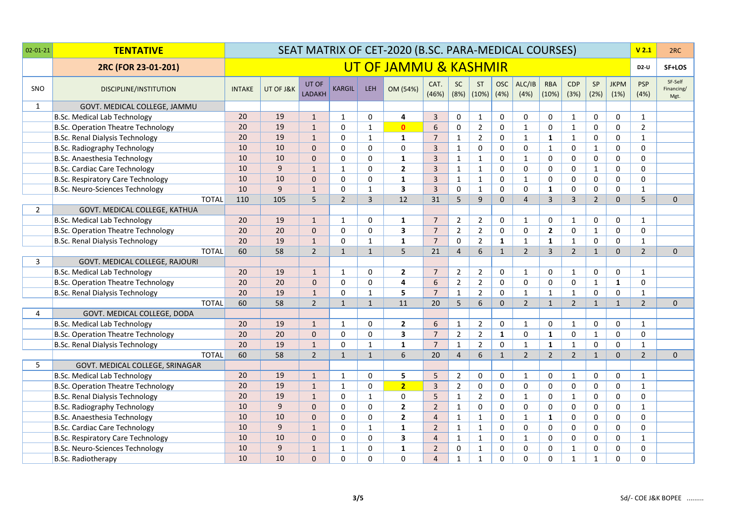| 02-01-21 | **TENTATIVE** | SEAT MATRIX OF CET-2020 (B.SC. PARA-MEDICAL COURSES) | | | | | | | | | | | | | | | | V 2.1 | 2RC |
|---|---|---|---|---|---|---|---|---|---|---|---|---|---|---|---|---|---|---|---|
| | **2RC (FOR 23-01-201)** | UT OF JAMMU & KASHMIR | | | | | | | | | | | | | | | | D2-U | SF+LOS |
| SNO | DISCIPLINE/INSTITUTION | INTAKE | UT OF J&K | UT OF LADAKH | KARGIL | LEH | OM (54%) | CAT. (46%) | SC (8%) | ST (10%) | OSC (4%) | ALC/IB (4%) | RBA (10%) | CDP (3%) | SP (2%) | JKPM (1%) | PSP (4%) | SF-Self Financing/ Mgt. |
| 1 | GOVT. MEDICAL COLLEGE, JAMMU | | | | | | | | | | | | | | | | | |
| | B.Sc. Medical Lab Technology | 20 | 19 | 1 | 1 | 0 | **4** | 3 | 0 | 1 | 0 | 0 | 0 | 1 | 0 | 0 | 1 | |
| | B.Sc. Operation Theatre Technology | 20 | 19 | 1 | 0 | 1 | **0** | 6 | 0 | 2 | 0 | 1 | 0 | 1 | 0 | 0 | 2 | |
| | B.Sc. Renal Dialysis Technology | 20 | 19 | 1 | 0 | 1 | **1** | 7 | 1 | 2 | 0 | 1 | **1** | 1 | 0 | 0 | 1 | |
| | B.Sc. Radiography Technology | 10 | 10 | 0 | 0 | 0 | 0 | 3 | 1 | 0 | 0 | 0 | 1 | 0 | 1 | 0 | 0 | |
| | B.Sc. Anaesthesia Technology | 10 | 10 | 0 | 0 | 0 | **1** | 3 | 1 | 1 | 0 | 1 | 0 | 0 | 0 | 0 | 0 | |
| | B.Sc. Cardiac Care Technology | 10 | 9 | 1 | 1 | 0 | **2** | 3 | 1 | 1 | 0 | 0 | 0 | 0 | 1 | 0 | 0 | |
| | B.Sc. Respiratory Care Technology | 10 | 10 | 0 | 0 | 0 | **1** | 3 | 1 | 1 | 0 | 1 | 0 | 0 | 0 | 0 | 0 | |
| | B.Sc. Neuro-Sciences Technology | 10 | 9 | 1 | 0 | 1 | **3** | 3 | 0 | 1 | 0 | 0 | **1** | 0 | 0 | 0 | 1 | |
| | TOTAL | 110 | 105 | 5 | 2 | 3 | 12 | 31 | 5 | 9 | 0 | 4 | 3 | 3 | 2 | 0 | 5 | 0 |
| 2 | GOVT. MEDICAL COLLEGE, KATHUA | | | | | | | | | | | | | | | | | |
| | B.Sc. Medical Lab Technology | 20 | 19 | 1 | 1 | 0 | **1** | 7 | 2 | 2 | 0 | 1 | 0 | 1 | 0 | 0 | 1 | |
| | B.Sc. Operation Theatre Technology | 20 | 20 | 0 | 0 | 0 | **3** | 7 | 2 | 2 | 0 | 0 | **2** | 0 | 1 | 0 | 0 | |
| | B.Sc. Renal Dialysis Technology | 20 | 19 | 1 | 0 | 1 | **1** | 7 | 0 | 2 | **1** | 1 | **1** | 1 | 0 | 0 | 1 | |
| | TOTAL | 60 | 58 | 2 | 1 | 1 | 5 | 21 | 4 | 6 | 1 | 2 | 3 | 2 | 1 | 0 | 2 | 0 |
| 3 | GOVT. MEDICAL COLLEGE, RAJOURI | | | | | | | | | | | | | | | | | |
| | B.Sc. Medical Lab Technology | 20 | 19 | 1 | 1 | 0 | **2** | 7 | 2 | 2 | 0 | 1 | 0 | 1 | 0 | 0 | 1 | |
| | B.Sc. Operation Theatre Technology | 20 | 20 | 0 | 0 | 0 | **4** | 6 | 2 | 2 | 0 | 0 | 0 | 0 | 1 | **1** | 0 | |
| | B.Sc. Renal Dialysis Technology | 20 | 19 | 1 | 0 | 1 | **5** | 7 | 1 | 2 | 0 | 1 | 1 | 1 | 0 | 0 | 1 | |
| | TOTAL | 60 | 58 | 2 | 1 | 1 | 11 | 20 | 5 | 6 | 0 | 2 | 1 | 2 | 1 | 1 | 2 | 0 |
| 4 | GOVT. MEDICAL COLLEGE, DODA | | | | | | | | | | | | | | | | | |
| | B.Sc. Medical Lab Technology | 20 | 19 | 1 | 1 | 0 | **2** | 6 | 1 | 2 | 0 | 1 | 0 | 1 | 0 | 0 | 1 | |
| | B.Sc. Operation Theatre Technology | 20 | 20 | 0 | 0 | 0 | **3** | 7 | 2 | 2 | **1** | 0 | **1** | 0 | 1 | 0 | 0 | |
| | B.Sc. Renal Dialysis Technology | 20 | 19 | 1 | 0 | 1 | **1** | 7 | 1 | 2 | 0 | 1 | **1** | 1 | 0 | 0 | 1 | |
| | TOTAL | 60 | 58 | 2 | 1 | 1 | 6 | 20 | 4 | 6 | 1 | 2 | 2 | 2 | 1 | 0 | 2 | 0 |
| 5 | GOVT. MEDICAL COLLEGE, SRINAGAR | | | | | | | | | | | | | | | | | |
| | B.Sc. Medical Lab Technology | 20 | 19 | 1 | 1 | 0 | **5** | 5 | 2 | 0 | 0 | 1 | 0 | 1 | 0 | 0 | 1 | |
| | B.Sc. Operation Theatre Technology | 20 | 19 | 1 | 1 | 0 | **2** | 3 | 2 | 0 | 0 | 0 | 0 | 0 | 0 | 0 | 1 | |
| | B.Sc. Renal Dialysis Technology | 20 | 19 | 1 | 0 | 1 | 0 | 5 | 1 | 2 | 0 | 1 | 0 | 1 | 0 | 0 | 0 | |
| | B.Sc. Radiography Technology | 10 | 9 | 0 | 0 | 0 | **2** | 2 | 1 | 0 | 0 | 0 | 0 | 0 | 0 | 0 | 1 | |
| | B.Sc. Anaesthesia Technology | 10 | 10 | 0 | 0 | 0 | **2** | 4 | 1 | 1 | 0 | 1 | **1** | 0 | 0 | 0 | 0 | |
| | B.Sc. Cardiac Care Technology | 10 | 9 | 1 | 0 | 1 | **1** | 2 | 1 | 1 | 0 | 0 | 0 | 0 | 0 | 0 | 0 | |
| | B.Sc. Respiratory Care Technology | 10 | 10 | 0 | 0 | 0 | **3** | 4 | 1 | 1 | 0 | 1 | 0 | 0 | 0 | 0 | 1 | |
| | B.Sc. Neuro-Sciences Technology | 10 | 9 | 1 | 1 | 0 | **1** | 2 | 0 | 1 | 0 | 0 | 0 | 1 | 0 | 0 | 0 | |
| | B.Sc. Radiotherapy | 10 | 10 | 0 | 0 | 0 | 0 | 4 | 1 | 1 | 0 | 0 | 0 | 1 | 1 | 0 | 0 | |

Sd/- COE J&K BOPEE .........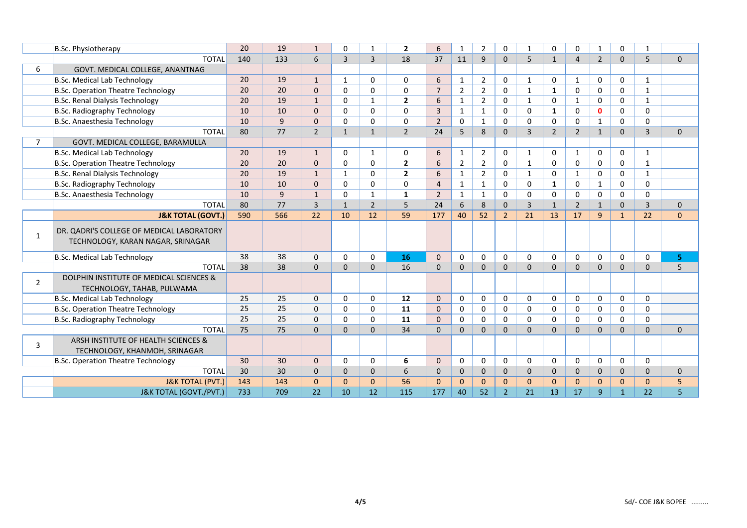| | B.Sc. Physiotherapy | 20 | 19 | 1 | 0 | 1 | **2** | 6 | 1 | 2 | 0 | 1 | 0 | 0 | 1 | 0 | 1 | |
|---|---|---|---|---|---|---|---|---|---|---|---|---|---|---|---|---|---|---|
| | TOTAL | 140 | 133 | 6 | 3 | 3 | 18 | 37 | 11 | 9 | 0 | 5 | 1 | 4 | 2 | 0 | 5 | 0 |
| 6 | GOVT. MEDICAL COLLEGE, ANANTNAG | | | | | | | | | | | | | | | | | |
| | B.Sc. Medical Lab Technology | 20 | 19 | 1 | 1 | 0 | 0 | 6 | 1 | 2 | 0 | 1 | 0 | 1 | 0 | 0 | 1 | |
| | B.Sc. Operation Theatre Technology | 20 | 20 | 0 | 0 | 0 | 0 | 7 | 2 | 2 | 0 | 1 | **1** | 0 | 0 | 0 | 1 | |
| | B.Sc. Renal Dialysis Technology | 20 | 19 | 1 | 0 | 1 | **2** | 6 | 1 | 2 | 0 | 1 | 0 | 1 | 0 | 0 | 1 | |
| | B.Sc. Radiography Technology | 10 | 10 | 0 | 0 | 0 | 0 | 3 | 1 | 1 | 0 | 0 | **1** | 0 | **0** | 0 | 0 | |
| | B.Sc. Anaesthesia Technology | 10 | 9 | 0 | 0 | 0 | 0 | 2 | 0 | 1 | 0 | 0 | 0 | 0 | 1 | 0 | 0 | |
| | TOTAL | 80 | 77 | 2 | 1 | 1 | 2 | 24 | 5 | 8 | 0 | 3 | 2 | 2 | 1 | 0 | 3 | 0 |
| 7 | GOVT. MEDICAL COLLEGE, BARAMULLA | | | | | | | | | | | | | | | | | |
| | B.Sc. Medical Lab Technology | 20 | 19 | 1 | 0 | 1 | 0 | 6 | 1 | 2 | 0 | 1 | 0 | 1 | 0 | 0 | 1 | |
| | B.Sc. Operation Theatre Technology | 20 | 20 | 0 | 0 | 0 | **2** | 6 | 2 | 2 | 0 | 1 | 0 | 0 | 0 | 0 | 1 | |
| | B.Sc. Renal Dialysis Technology | 20 | 19 | 1 | 1 | 0 | **2** | 6 | 1 | 2 | 0 | 1 | 0 | 1 | 0 | 0 | 1 | |
| | B.Sc. Radiography Technology | 10 | 10 | 0 | 0 | 0 | 0 | 4 | 1 | 1 | 0 | 0 | **1** | 0 | 1 | 0 | 0 | |
| | B.Sc. Anaesthesia Technology | 10 | 9 | 1 | 0 | 1 | **1** | 2 | 1 | 1 | 0 | 0 | 0 | 0 | 0 | 0 | 0 | |
| | TOTAL | 80 | 77 | 3 | 1 | 2 | 5 | 24 | 6 | 8 | 0 | 3 | 1 | 2 | 1 | 0 | 3 | 0 |
| | **J&K TOTAL (GOVT.)** | 590 | 566 | 22 | 10 | 12 | 59 | 177 | 40 | 52 | 2 | 21 | 13 | 17 | 9 | 1 | 22 | 0 |
| 1 | DR. QADRI'S COLLEGE OF MEDICAL LABORATORY TECHNOLOGY, KARAN NAGAR, SRINAGAR | | | | | | | | | | | | | | | | | |
| | B.Sc. Medical Lab Technology | 38 | 38 | 0 | 0 | 0 | **16** | 0 | 0 | 0 | 0 | 0 | 0 | 0 | 0 | 0 | 0 | **5** |
| | TOTAL | 38 | 38 | 0 | 0 | 0 | 16 | 0 | 0 | 0 | 0 | 0 | 0 | 0 | 0 | 0 | 0 | 5 |
| 2 | DOLPHIN INSTITUTE OF MEDICAL SCIENCES & TECHNOLOGY, TAHAB, PULWAMA | | | | | | | | | | | | | | | | | |
| | B.Sc. Medical Lab Technology | 25 | 25 | 0 | 0 | 0 | **12** | 0 | 0 | 0 | 0 | 0 | 0 | 0 | 0 | 0 | 0 | |
| | B.Sc. Operation Theatre Technology | 25 | 25 | 0 | 0 | 0 | **11** | 0 | 0 | 0 | 0 | 0 | 0 | 0 | 0 | 0 | 0 | |
| | B.Sc. Radiography Technology | 25 | 25 | 0 | 0 | 0 | **11** | 0 | 0 | 0 | 0 | 0 | 0 | 0 | 0 | 0 | 0 | |
| | TOTAL | 75 | 75 | 0 | 0 | 0 | 34 | 0 | 0 | 0 | 0 | 0 | 0 | 0 | 0 | 0 | 0 | 0 |
| 3 | ARSH INSTITUTE OF HEALTH SCIENCES & TECHNOLOGY, KHANMOH, SRINAGAR | | | | | | | | | | | | | | | | | |
| | B.Sc. Operation Theatre Technology | 30 | 30 | 0 | 0 | 0 | **6** | 0 | 0 | 0 | 0 | 0 | 0 | 0 | 0 | 0 | 0 | |
| | TOTAL | 30 | 30 | 0 | 0 | 0 | 6 | 0 | 0 | 0 | 0 | 0 | 0 | 0 | 0 | 0 | 0 | 0 |
| | J&K TOTAL (PVT.) | 143 | 143 | 0 | 0 | 0 | 56 | 0 | 0 | 0 | 0 | 0 | 0 | 0 | 0 | 0 | 0 | 5 |
| | J&K TOTAL (GOVT./PVT.) | 733 | 709 | 22 | 10 | 12 | 115 | 177 | 40 | 52 | 2 | 21 | 13 | 17 | 9 | 1 | 22 | 5 |

Sd/- COE J&K BOPEE .........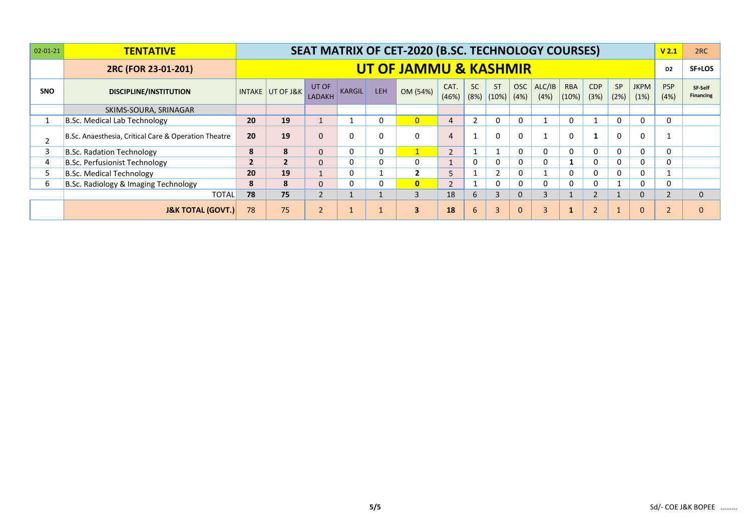| 02-01-21 | TENTATIVE | SEAT MATRIX OF CET-2020 (B.SC. TECHNOLOGY COURSES) | | | | | | | | | | | | | | | | V 2.1 | 2RC |
|---|---|---|---|---|---|---|---|---|---|---|---|---|---|---|---|---|---|---|---|
| | 2RC (FOR 23-01-201) | UT OF JAMMU & KASHMIR | | | | | | | | | | | | | | | | D2 | SF+LOS |
| SNO | DISCIPLINE/INSTITUTION | INTAKE | UT OF J&K | UT OF LADAKH | KARGIL | LEH | OM (54%) | CAT. (46%) | SC (8%) | ST (10%) | OSC (4%) | ALC/IB (4%) | RBA (10%) | CDP (3%) | SP (2%) | JKPM (1%) | PSP (4%) | SF-Self Financing | |
| | SKIMS-SOURA, SRINAGAR | | | | | | | | | | | | | | | | | | |
| 1 | B.Sc. Medical Lab Technology | 20 | 19 | 1 | 1 | 0 | 0 | 4 | 2 | 0 | 0 | 1 | 0 | 1 | 0 | 0 | 0 | | |
| 2 | B.Sc. Anaesthesia, Critical Care & Operation Theatre | 20 | 19 | 0 | 0 | 0 | 0 | 4 | 1 | 0 | 0 | 1 | 0 | 1 | 0 | 0 | 1 | | |
| 3 | B.Sc. Radation Technology | 8 | 8 | 0 | 0 | 0 | 1 | 2 | 1 | 1 | 0 | 0 | 0 | 0 | 0 | 0 | 0 | | |
| 4 | B.Sc. Perfusionist Technology | 2 | 2 | 0 | 0 | 0 | 0 | 1 | 0 | 0 | 0 | 0 | 1 | 0 | 0 | 0 | 0 | | |
| 5 | B.Sc. Medical Technology | 20 | 19 | 1 | 0 | 1 | 2 | 5 | 1 | 2 | 0 | 1 | 0 | 0 | 0 | 0 | 1 | | |
| 6 | B.Sc. Radiology & Imaging Technology | 8 | 8 | 0 | 0 | 0 | 0 | 2 | 1 | 0 | 0 | 0 | 0 | 0 | 1 | 0 | 0 | | |
| | TOTAL | 78 | 75 | 2 | 1 | 1 | 3 | 18 | 6 | 3 | 0 | 3 | 1 | 2 | 1 | 0 | 2 | 0 | |
| | J&K TOTAL (GOVT.) | 78 | 75 | 2 | 1 | 1 | 3 | 18 | 6 | 3 | 0 | 3 | 1 | 2 | 1 | 0 | 2 | 0 | |

Sd/- COE J&K BOPEE .........